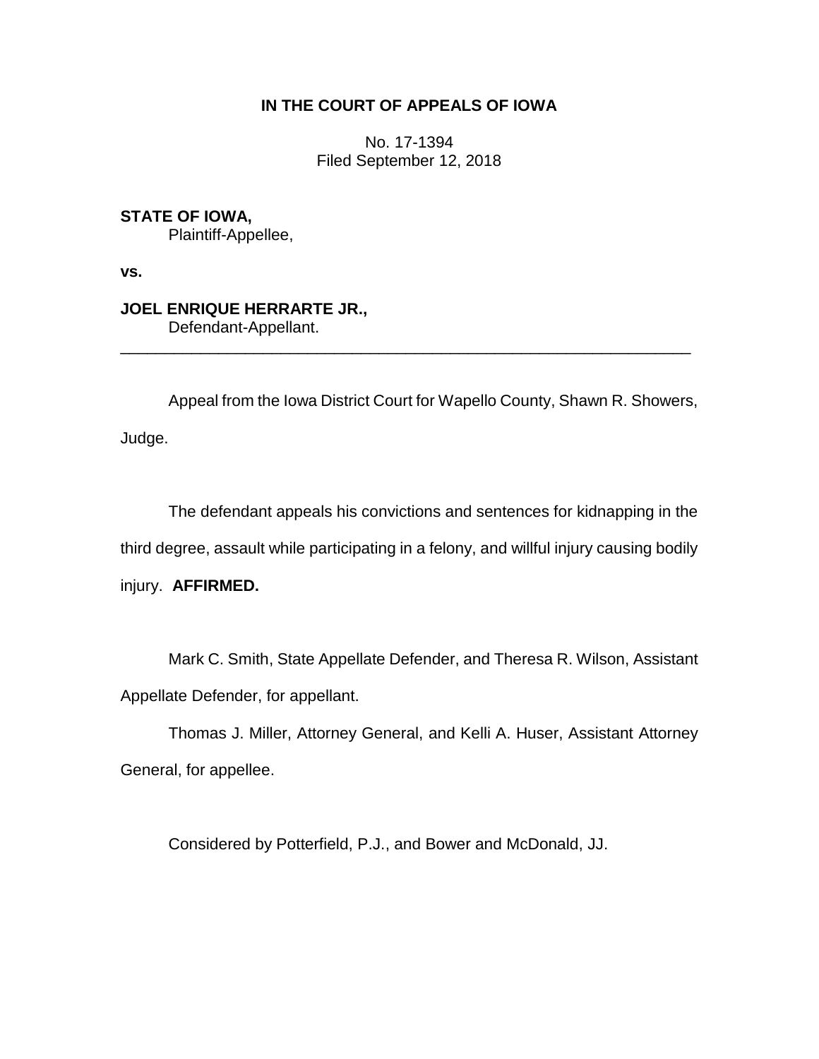# IN THE COURT OF APPEALS OF IOWA

No. 17-1394
Filed September 12, 2018

**STATE OF IOWA,**
Plaintiff-Appellee,

**vs.**

**JOEL ENRIQUE HERRARTE JR.,**
Defendant-Appellant.

---

Appeal from the Iowa District Court for Wapello County, Shawn R. Showers, Judge.

The defendant appeals his convictions and sentences for kidnapping in the third degree, assault while participating in a felony, and willful injury causing bodily injury. **AFFIRMED.**

Mark C. Smith, State Appellate Defender, and Theresa R. Wilson, Assistant Appellate Defender, for appellant.

Thomas J. Miller, Attorney General, and Kelli A. Huser, Assistant Attorney General, for appellee.

Considered by Potterfield, P.J., and Bower and McDonald, JJ.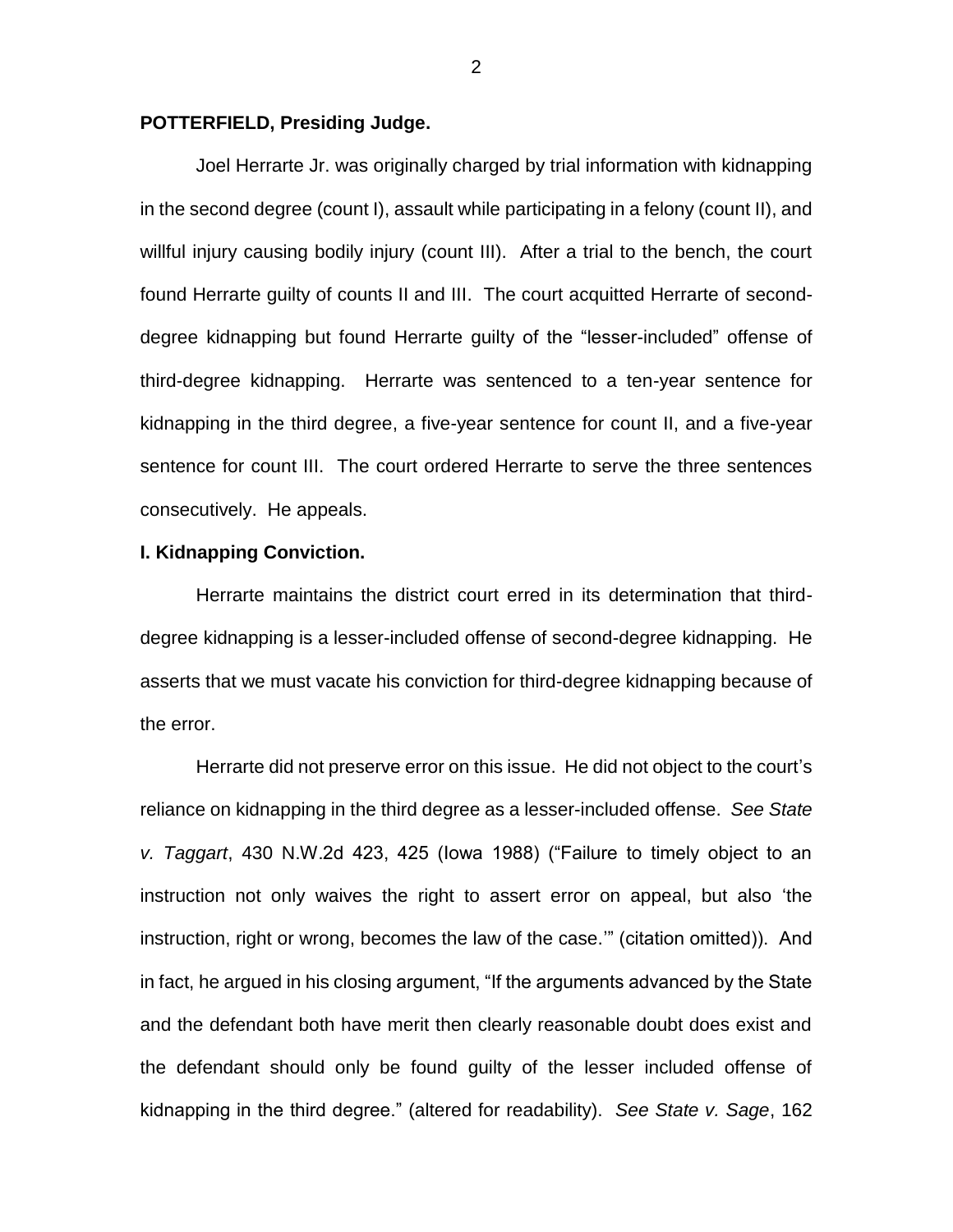**POTTERFIELD, Presiding Judge.**

Joel Herrarte Jr. was originally charged by trial information with kidnapping in the second degree (count I), assault while participating in a felony (count II), and willful injury causing bodily injury (count III). After a trial to the bench, the court found Herrarte guilty of counts II and III. The court acquitted Herrarte of second-degree kidnapping but found Herrarte guilty of the "lesser-included" offense of third-degree kidnapping. Herrarte was sentenced to a ten-year sentence for kidnapping in the third degree, a five-year sentence for count II, and a five-year sentence for count III. The court ordered Herrarte to serve the three sentences consecutively. He appeals.

**I. Kidnapping Conviction.**

Herrarte maintains the district court erred in its determination that third-degree kidnapping is a lesser-included offense of second-degree kidnapping. He asserts that we must vacate his conviction for third-degree kidnapping because of the error.

Herrarte did not preserve error on this issue. He did not object to the court's reliance on kidnapping in the third degree as a lesser-included offense. *See State v. Taggart*, 430 N.W.2d 423, 425 (Iowa 1988) ("Failure to timely object to an instruction not only waives the right to assert error on appeal, but also 'the instruction, right or wrong, becomes the law of the case.'" (citation omitted)). And in fact, he argued in his closing argument, "If the arguments advanced by the State and the defendant both have merit then clearly reasonable doubt does exist and the defendant should only be found guilty of the lesser included offense of kidnapping in the third degree." (altered for readability). *See State v. Sage*, 162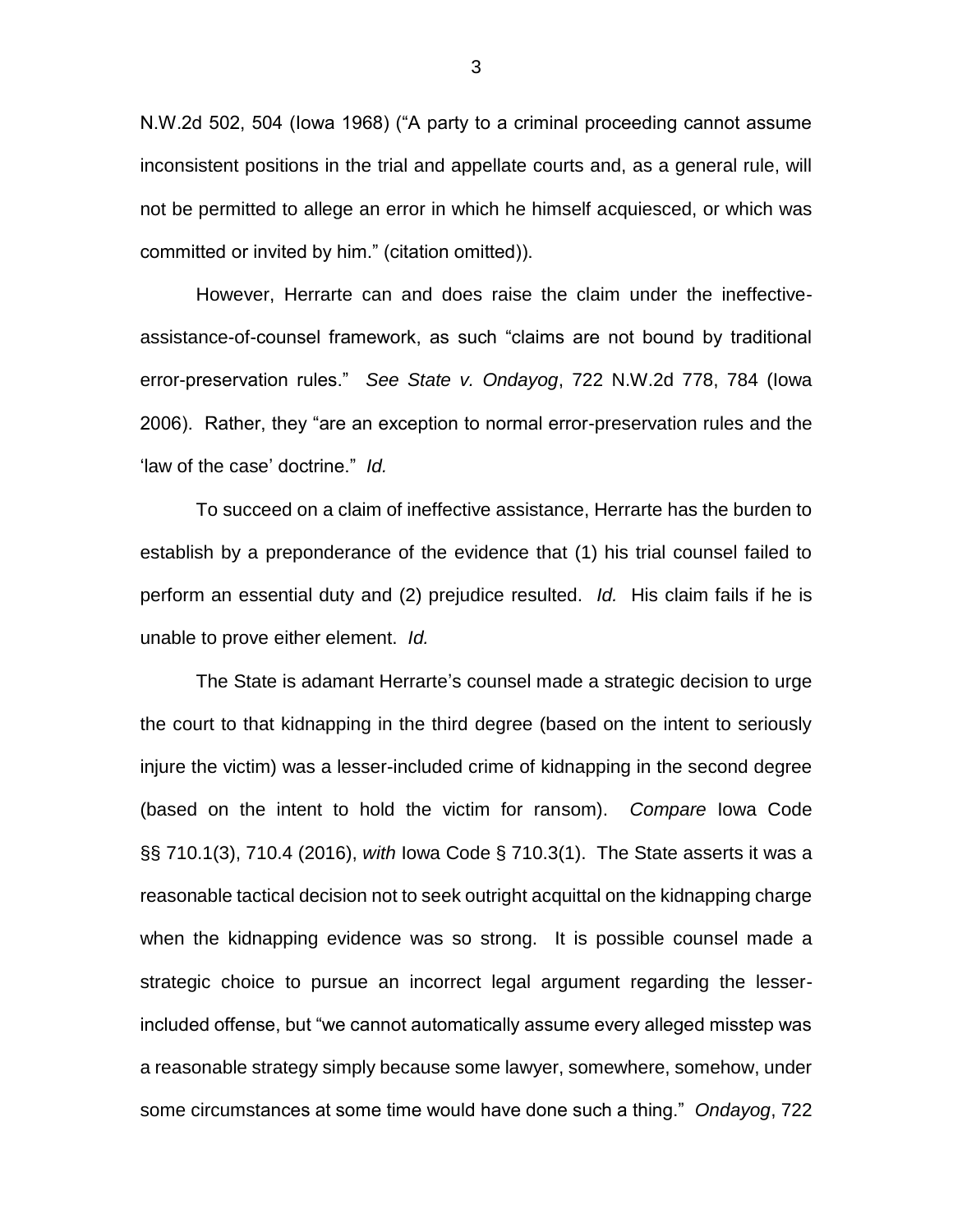N.W.2d 502, 504 (Iowa 1968) ("A party to a criminal proceeding cannot assume inconsistent positions in the trial and appellate courts and, as a general rule, will not be permitted to allege an error in which he himself acquiesced, or which was committed or invited by him." (citation omitted)).

However, Herrarte can and does raise the claim under the ineffective-assistance-of-counsel framework, as such "claims are not bound by traditional error-preservation rules." *See State v. Ondayog*, 722 N.W.2d 778, 784 (Iowa 2006). Rather, they "are an exception to normal error-preservation rules and the 'law of the case' doctrine." *Id.*

To succeed on a claim of ineffective assistance, Herrarte has the burden to establish by a preponderance of the evidence that (1) his trial counsel failed to perform an essential duty and (2) prejudice resulted. *Id.* His claim fails if he is unable to prove either element. *Id.*

The State is adamant Herrarte's counsel made a strategic decision to urge the court to that kidnapping in the third degree (based on the intent to seriously injure the victim) was a lesser-included crime of kidnapping in the second degree (based on the intent to hold the victim for ransom). *Compare* Iowa Code §§ 710.1(3), 710.4 (2016), *with* Iowa Code § 710.3(1). The State asserts it was a reasonable tactical decision not to seek outright acquittal on the kidnapping charge when the kidnapping evidence was so strong. It is possible counsel made a strategic choice to pursue an incorrect legal argument regarding the lesser-included offense, but "we cannot automatically assume every alleged misstep was a reasonable strategy simply because some lawyer, somewhere, somehow, under some circumstances at some time would have done such a thing." *Ondayog*, 722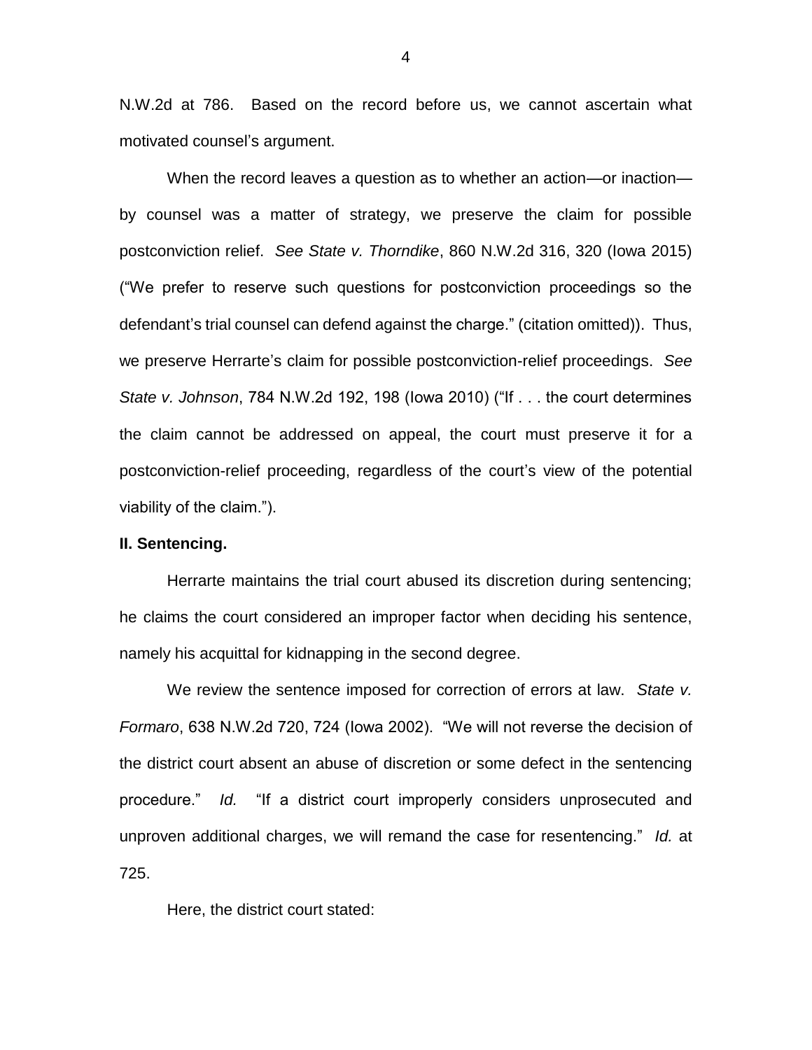N.W.2d at 786. Based on the record before us, we cannot ascertain what motivated counsel's argument.

When the record leaves a question as to whether an action—or inaction—by counsel was a matter of strategy, we preserve the claim for possible postconviction relief. *See State v. Thorndike*, 860 N.W.2d 316, 320 (Iowa 2015) ("We prefer to reserve such questions for postconviction proceedings so the defendant's trial counsel can defend against the charge." (citation omitted)). Thus, we preserve Herrarte's claim for possible postconviction-relief proceedings. *See State v. Johnson*, 784 N.W.2d 192, 198 (Iowa 2010) ("If . . . the court determines the claim cannot be addressed on appeal, the court must preserve it for a postconviction-relief proceeding, regardless of the court's view of the potential viability of the claim.").

**II. Sentencing.**

Herrarte maintains the trial court abused its discretion during sentencing; he claims the court considered an improper factor when deciding his sentence, namely his acquittal for kidnapping in the second degree.

We review the sentence imposed for correction of errors at law. *State v. Formaro*, 638 N.W.2d 720, 724 (Iowa 2002). "We will not reverse the decision of the district court absent an abuse of discretion or some defect in the sentencing procedure." *Id.* "If a district court improperly considers unprosecuted and unproven additional charges, we will remand the case for resentencing." *Id.* at 725.

Here, the district court stated: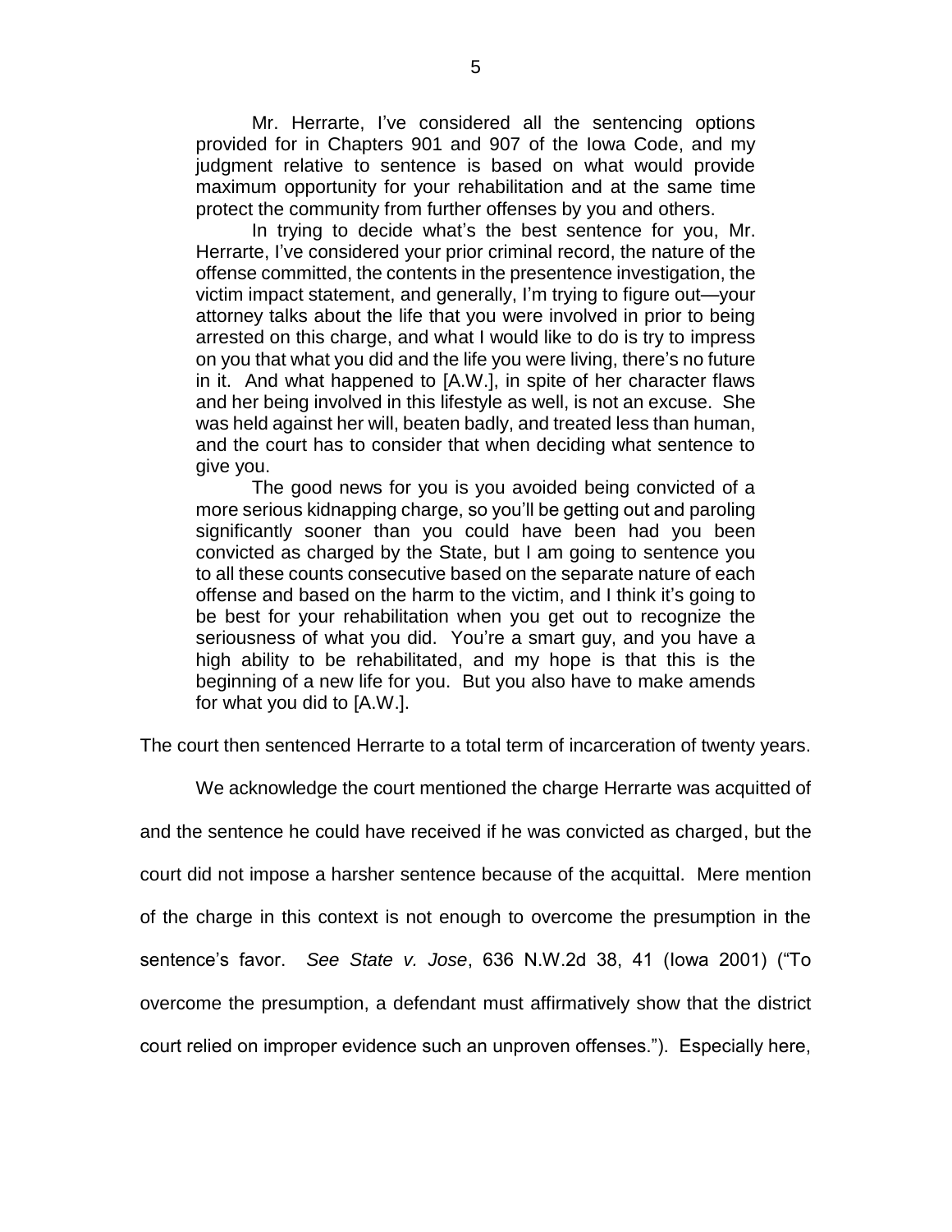> Mr. Herrarte, I've considered all the sentencing options provided for in Chapters 901 and 907 of the Iowa Code, and my judgment relative to sentence is based on what would provide maximum opportunity for your rehabilitation and at the same time protect the community from further offenses by you and others.
>
> In trying to decide what's the best sentence for you, Mr. Herrarte, I've considered your prior criminal record, the nature of the offense committed, the contents in the presentence investigation, the victim impact statement, and generally, I'm trying to figure out—your attorney talks about the life that you were involved in prior to being arrested on this charge, and what I would like to do is try to impress on you that what you did and the life you were living, there's no future in it. And what happened to [A.W.], in spite of her character flaws and her being involved in this lifestyle as well, is not an excuse. She was held against her will, beaten badly, and treated less than human, and the court has to consider that when deciding what sentence to give you.
>
> The good news for you is you avoided being convicted of a more serious kidnapping charge, so you'll be getting out and paroling significantly sooner than you could have been had you been convicted as charged by the State, but I am going to sentence you to all these counts consecutive based on the separate nature of each offense and based on the harm to the victim, and I think it's going to be best for your rehabilitation when you get out to recognize the seriousness of what you did. You're a smart guy, and you have a high ability to be rehabilitated, and my hope is that this is the beginning of a new life for you. But you also have to make amends for what you did to [A.W.].

The court then sentenced Herrarte to a total term of incarceration of twenty years.

We acknowledge the court mentioned the charge Herrarte was acquitted of and the sentence he could have received if he was convicted as charged, but the court did not impose a harsher sentence because of the acquittal. Mere mention of the charge in this context is not enough to overcome the presumption in the sentence's favor. *See State v. Jose*, 636 N.W.2d 38, 41 (Iowa 2001) ("To overcome the presumption, a defendant must affirmatively show that the district court relied on improper evidence such an unproven offenses."). Especially here,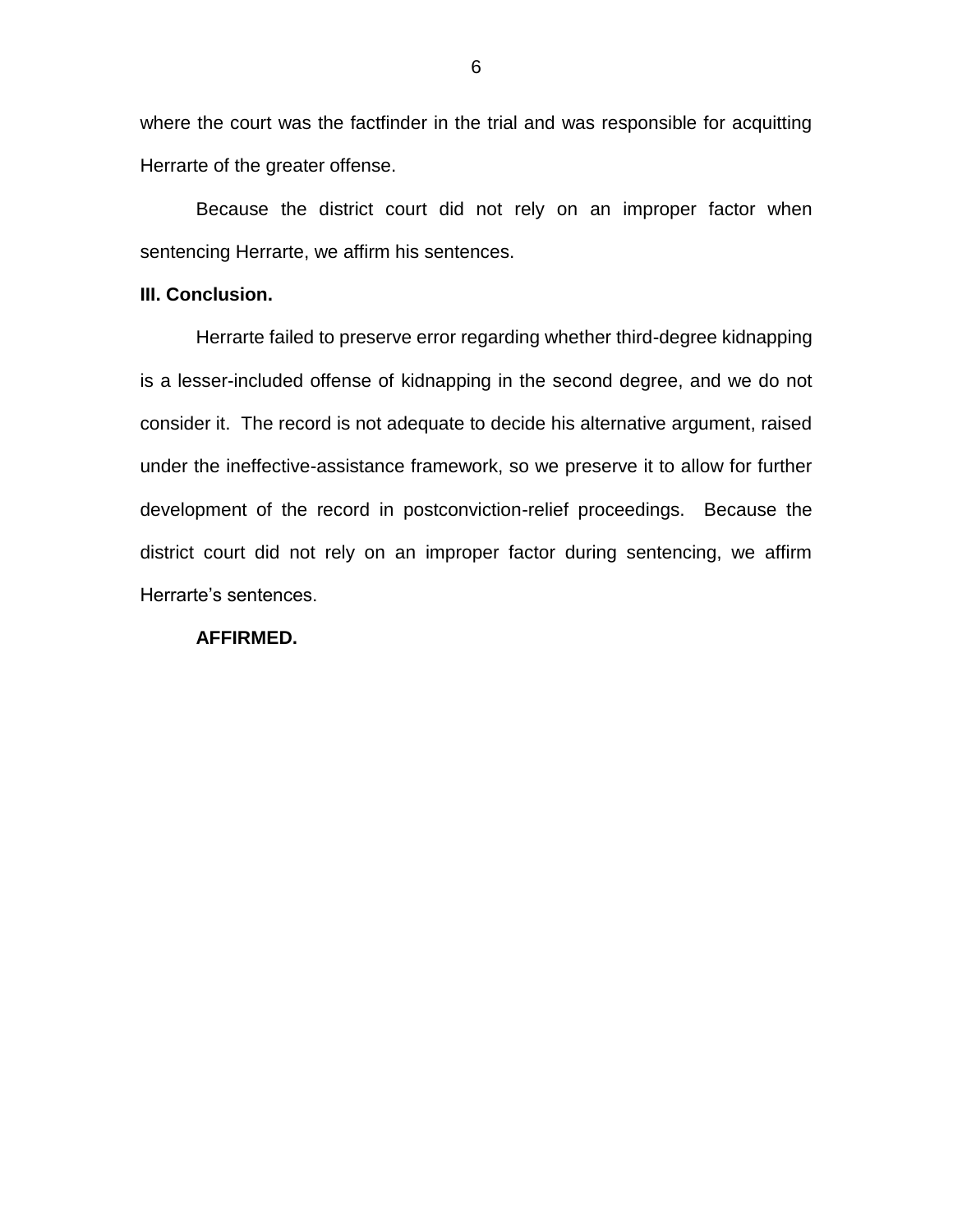where the court was the factfinder in the trial and was responsible for acquitting Herrarte of the greater offense.

Because the district court did not rely on an improper factor when sentencing Herrarte, we affirm his sentences.

**III. Conclusion.**

Herrarte failed to preserve error regarding whether third-degree kidnapping is a lesser-included offense of kidnapping in the second degree, and we do not consider it. The record is not adequate to decide his alternative argument, raised under the ineffective-assistance framework, so we preserve it to allow for further development of the record in postconviction-relief proceedings. Because the district court did not rely on an improper factor during sentencing, we affirm Herrarte's sentences.

**AFFIRMED.**